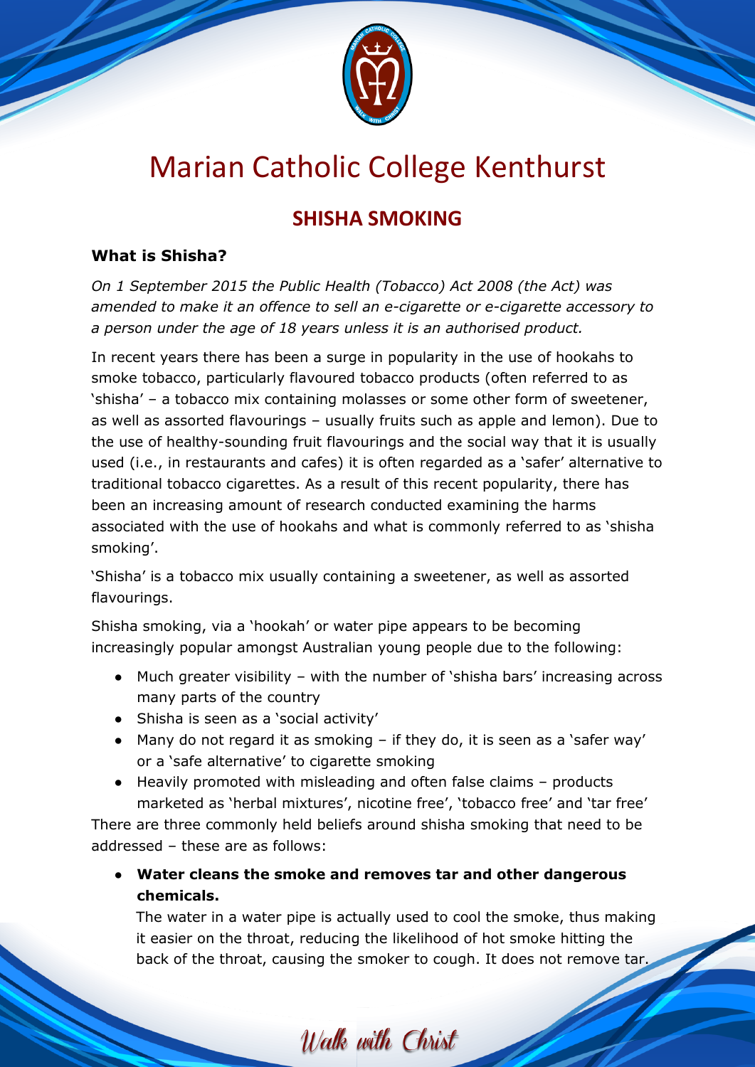# Marian Catholic College Kenthurst

## SHISHA SMOKING

**What is Shisha?**

*On 1 September 2015 the Public Health (Tobacco) Act 2008 (the Act) was amended to make it an offence to sell an e-cigarette or e-cigarette accessory to a person under the age of 18 years unless it is an authorised product.*

In recent years there has been a surge in popularity in the use of hookahs to smoke tobacco, particularly flavoured tobacco products (often referred to as 'shisha' – a tobacco mix containing molasses or some other form of sweetener, as well as assorted flavourings – usually fruits such as apple and lemon). Due to the use of healthy-sounding fruit flavourings and the social way that it is usually used (i.e., in restaurants and cafes) it is often regarded as a 'safer' alternative to traditional tobacco cigarettes. As a result of this recent popularity, there has been an increasing amount of research conducted examining the harms associated with the use of hookahs and what is commonly referred to as 'shisha smoking'.

'Shisha' is a tobacco mix usually containing a sweetener, as well as assorted flavourings.

Shisha smoking, via a 'hookah' or water pipe appears to be becoming increasingly popular amongst Australian young people due to the following:

- Much greater visibility – with the number of 'shisha bars' increasing across many parts of the country
- Shisha is seen as a 'social activity'
- Many do not regard it as smoking – if they do, it is seen as a 'safer way' or a 'safe alternative' to cigarette smoking
- Heavily promoted with misleading and often false claims – products marketed as 'herbal mixtures', nicotine free', 'tobacco free' and 'tar free'

There are three commonly held beliefs around shisha smoking that need to be addressed – these are as follows:

- **Water cleans the smoke and removes tar and other dangerous chemicals.**
  The water in a water pipe is actually used to cool the smoke, thus making it easier on the throat, reducing the likelihood of hot smoke hitting the back of the throat, causing the smoker to cough. It does not remove tar.

*Walk with Christ*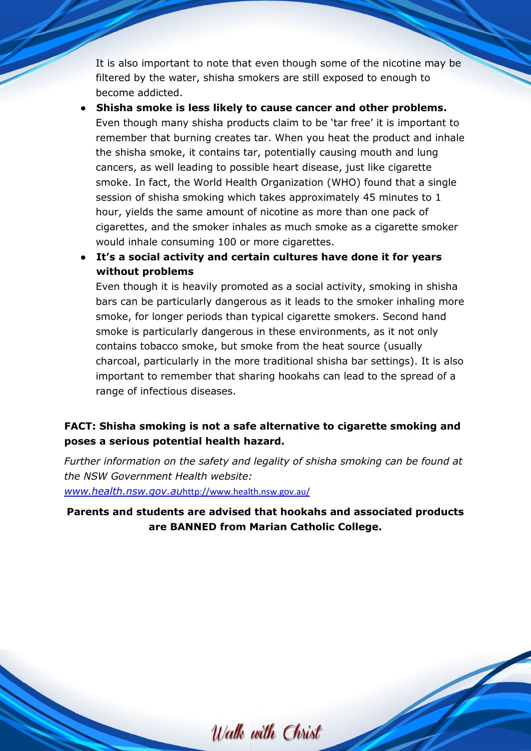It is also important to note that even though some of the nicotine may be filtered by the water, shisha smokers are still exposed to enough to become addicted.

- **Shisha smoke is less likely to cause cancer and other problems.** Even though many shisha products claim to be 'tar free' it is important to remember that burning creates tar. When you heat the product and inhale the shisha smoke, it contains tar, potentially causing mouth and lung cancers, as well leading to possible heart disease, just like cigarette smoke. In fact, the World Health Organization (WHO) found that a single session of shisha smoking which takes approximately 45 minutes to 1 hour, yields the same amount of nicotine as more than one pack of cigarettes, and the smoker inhales as much smoke as a cigarette smoker would inhale consuming 100 or more cigarettes.
- **It's a social activity and certain cultures have done it for years without problems**
  Even though it is heavily promoted as a social activity, smoking in shisha bars can be particularly dangerous as it leads to the smoker inhaling more smoke, for longer periods than typical cigarette smokers. Second hand smoke is particularly dangerous in these environments, as it not only contains tobacco smoke, but smoke from the heat source (usually charcoal, particularly in the more traditional shisha bar settings). It is also important to remember that sharing hookahs can lead to the spread of a range of infectious diseases.

**FACT: Shisha smoking is not a safe alternative to cigarette smoking and poses a serious potential health hazard.**

*Further information on the safety and legality of shisha smoking can be found at the NSW Government Health website:*
*www.health.nsw.gov.au*http://www.health.nsw.gov.au/

**Parents and students are advised that hookahs and associated products are BANNED from Marian Catholic College.**

Walk with Christ